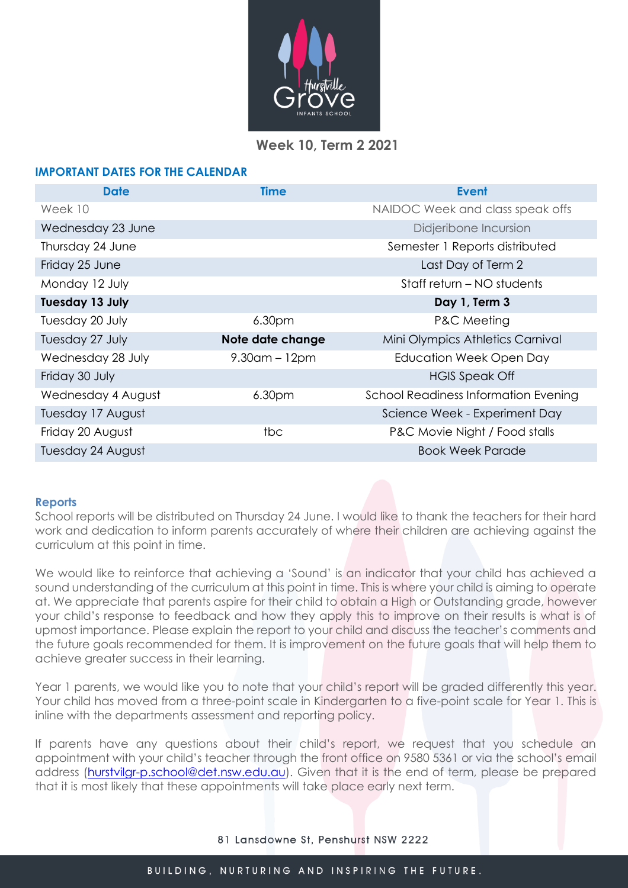# Week 10, Term 2 2021

## IMPORTANT DATES FOR THE CALENDAR

| Date | Time | Event |
|---|---|---|
| Week 10 | | NAIDOC Week and class speak offs |
| Wednesday 23 June | | Didjeribone Incursion |
| Thursday 24 June | | Semester 1 Reports distributed |
| Friday 25 June | | Last Day of Term 2 |
| Monday 12 July | | Staff return – NO students |
| **Tuesday 13 July** | | **Day 1, Term 3** |
| Tuesday 20 July | 6.30pm | P&C Meeting |
| Tuesday 27 July | **Note date change** | Mini Olympics Athletics Carnival |
| Wednesday 28 July | 9.30am – 12pm | Education Week Open Day |
| Friday 30 July | | HGIS Speak Off |
| Wednesday 4 August | 6.30pm | School Readiness Information Evening |
| Tuesday 17 August | | Science Week - Experiment Day |
| Friday 20 August | tbc | P&C Movie Night / Food stalls |
| Tuesday 24 August | | Book Week Parade |

### Reports

School reports will be distributed on Thursday 24 June. I would like to thank the teachers for their hard work and dedication to inform parents accurately of where their children are achieving against the curriculum at this point in time.

We would like to reinforce that achieving a 'Sound' is an indicator that your child has achieved a sound understanding of the curriculum at this point in time. This is where your child is aiming to operate at. We appreciate that parents aspire for their child to obtain a High or Outstanding grade, however your child's response to feedback and how they apply this to improve on their results is what is of upmost importance. Please explain the report to your child and discuss the teacher's comments and the future goals recommended for them. It is improvement on the future goals that will help them to achieve greater success in their learning.

Year 1 parents, we would like you to note that your child's report will be graded differently this year. Your child has moved from a three-point scale in Kindergarten to a five-point scale for Year 1. This is inline with the departments assessment and reporting policy.

If parents have any questions about their child's report, we request that you schedule an appointment with your child's teacher through the front office on 9580 5361 or via the school's email address (hurstvilgr-p.school@det.nsw.edu.au). Given that it is the end of term, please be prepared that it is most likely that these appointments will take place early next term.

81 Lansdowne St, Penshurst NSW 2222

BUILDING, NURTURING AND INSPIRING THE FUTURE.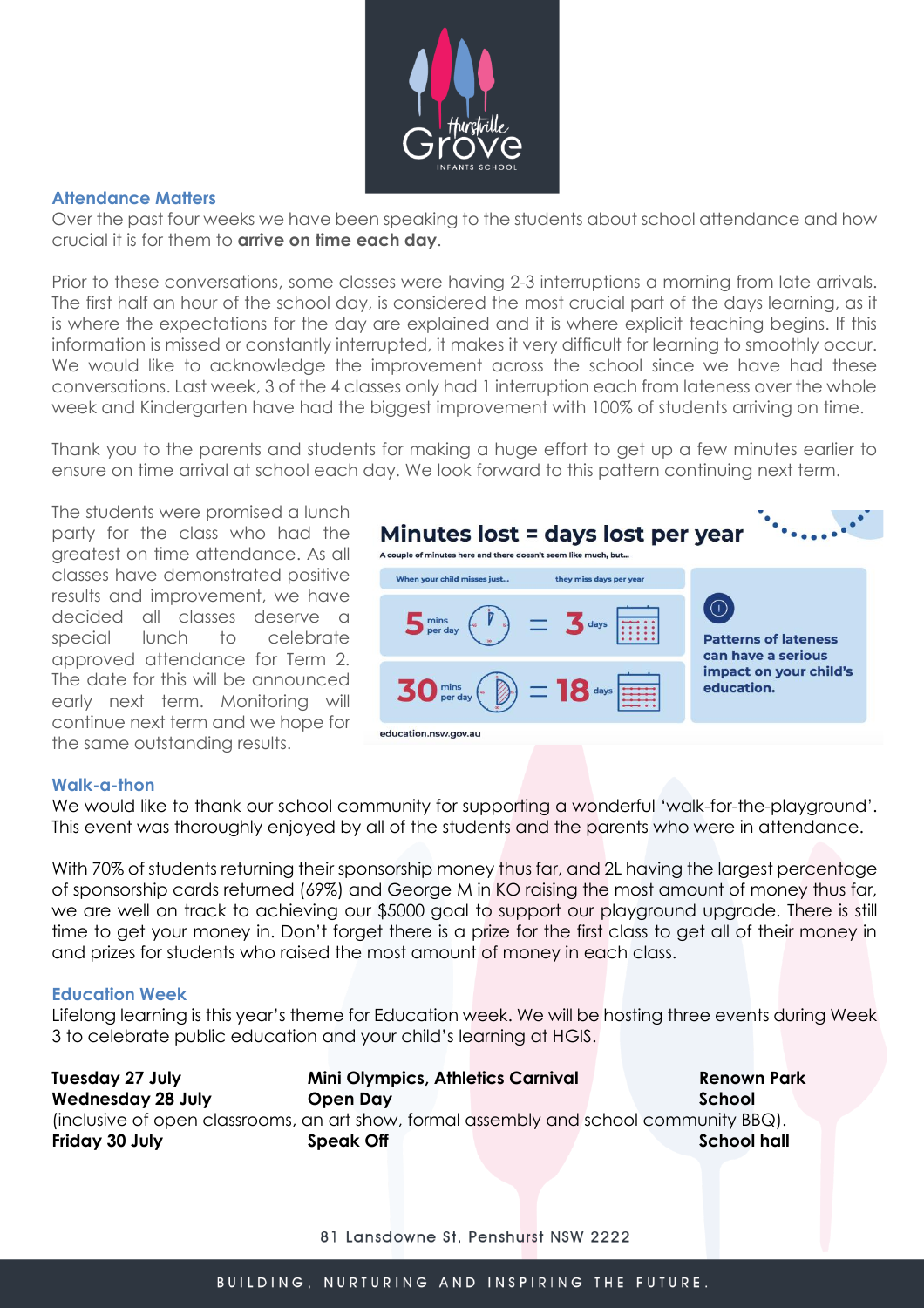## Attendance Matters

Over the past four weeks we have been speaking to the students about school attendance and how crucial it is for them to **arrive on time each day**.

Prior to these conversations, some classes were having 2-3 interruptions a morning from late arrivals. The first half an hour of the school day, is considered the most crucial part of the days learning, as it is where the expectations for the day are explained and it is where explicit teaching begins. If this information is missed or constantly interrupted, it makes it very difficult for learning to smoothly occur. We would like to acknowledge the improvement across the school since we have had these conversations. Last week, 3 of the 4 classes only had 1 interruption each from lateness over the whole week and Kindergarten have had the biggest improvement with 100% of students arriving on time.

Thank you to the parents and students for making a huge effort to get up a few minutes earlier to ensure on time arrival at school each day. We look forward to this pattern continuing next term.

The students were promised a lunch party for the class who had the greatest on time attendance. As all classes have demonstrated positive results and improvement, we have decided all classes deserve a special lunch to celebrate approved attendance for Term 2. The date for this will be announced early next term. Monitoring will continue next term and we hope for the same outstanding results.

**Minutes lost = days lost per year**

A couple of minutes here and there doesn't seem like much, but...

| When your child misses just... | they miss days per year |
| --- | --- |
| 5 mins per day | 3 days |
| 30 mins per day | 18 days |

**Patterns of lateness can have a serious impact on your child's education.**

education.nsw.gov.au

## Walk-a-thon

We would like to thank our school community for supporting a wonderful 'walk-for-the-playground'. This event was thoroughly enjoyed by all of the students and the parents who were in attendance.

With 70% of students returning their sponsorship money thus far, and 2L having the largest percentage of sponsorship cards returned (69%) and George M in KO raising the most amount of money thus far, we are well on track to achieving our $5000 goal to support our playground upgrade. There is still time to get your money in. Don't forget there is a prize for the first class to get all of their money in and prizes for students who raised the most amount of money in each class.

## Education Week

Lifelong learning is this year's theme for Education week. We will be hosting three events during Week 3 to celebrate public education and your child's learning at HGIS.

**Tuesday 27 July** — **Mini Olympics, Athletics Carnival** — **Renown Park**

**Wednesday 28 July** — **Open Day** — **School**
(inclusive of open classrooms, an art show, formal assembly and school community BBQ).

**Friday 30 July** — **Speak Off** — **School hall**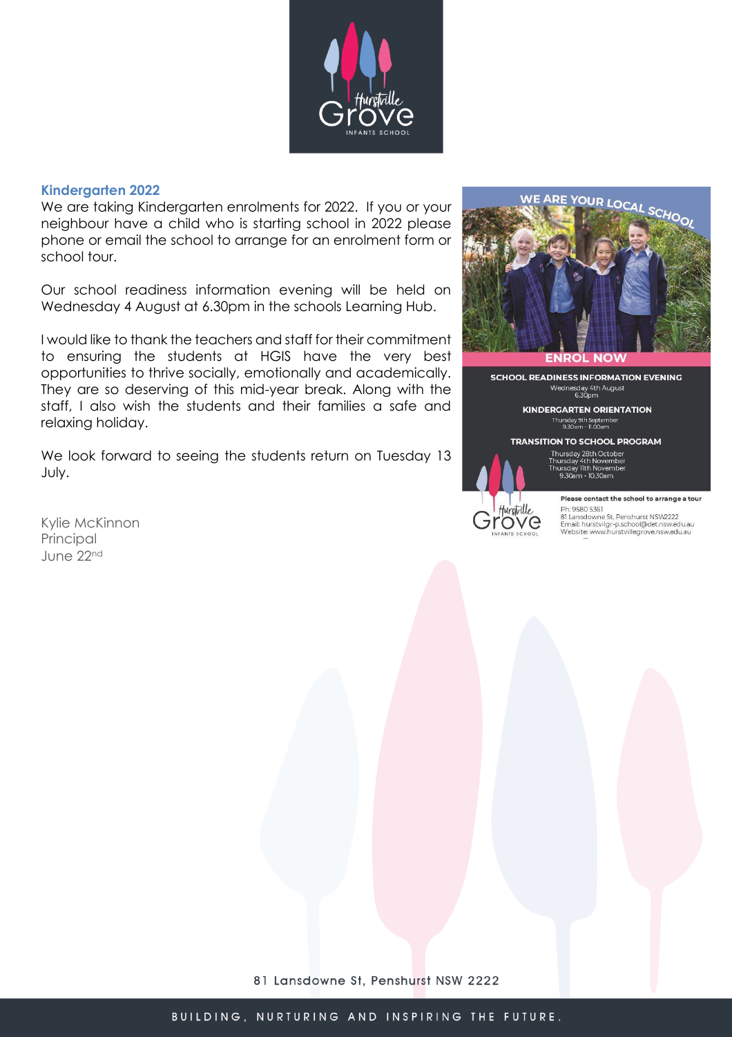### Kindergarten 2022

We are taking Kindergarten enrolments for 2022. If you or your neighbour have a child who is starting school in 2022 please phone or email the school to arrange for an enrolment form or school tour.

Our school readiness information evening will be held on Wednesday 4 August at 6.30pm in the schools Learning Hub.

I would like to thank the teachers and staff for their commitment to ensuring the students at HGIS have the very best opportunities to thrive socially, emotionally and academically. They are so deserving of this mid-year break. Along with the staff, I also wish the students and their families a safe and relaxing holiday.

We look forward to seeing the students return on Tuesday 13 July.

Kylie McKinnon
Principal
June 22nd

WE ARE YOUR LOCAL SCHOOL

ENROL NOW

**SCHOOL READINESS INFORMATION EVENING**
Wednesday 4th August
6.30pm

**KINDERGARTEN ORIENTATION**
Thursday 9th September
9.30am - 11.00am

**TRANSITION TO SCHOOL PROGRAM**
Thursday 28th October
Thursday 4th November
Thursday 11th November
9.30am - 10.30am

**Please contact the school to arrange a tour**
Ph: 9580 5361
81 Lansdowne St, Penshurst NSW2222
Email: hurstvilgr-p.school@det.nsw.edu.au
Website: www.hurstvillegrove.nsw.edu.au

81 Lansdowne St, Penshurst NSW 2222

BUILDING, NURTURING AND INSPIRING THE FUTURE.